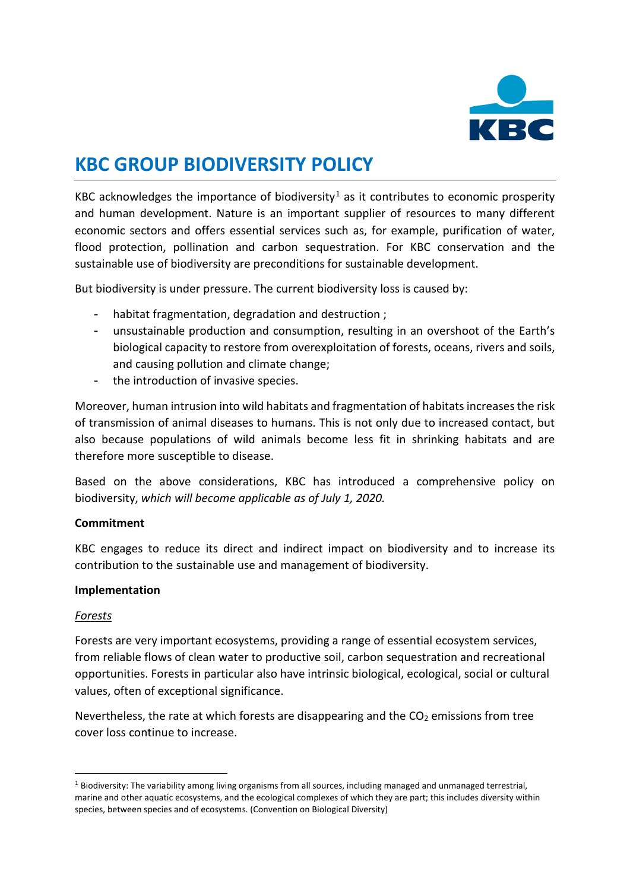# KBC GROUP BIODIVERSITY POLICY

KBC acknowledges the importance of biodiversity[1] as it contributes to economic prosperity and human development. Nature is an important supplier of resources to many different economic sectors and offers essential services such as, for example, purification of water, flood protection, pollination and carbon sequestration. For KBC conservation and the sustainable use of biodiversity are preconditions for sustainable development.

But biodiversity is under pressure. The current biodiversity loss is caused by:

- habitat fragmentation, degradation and destruction ;
- unsustainable production and consumption, resulting in an overshoot of the Earth's biological capacity to restore from overexploitation of forests, oceans, rivers and soils, and causing pollution and climate change;
- the introduction of invasive species.

Moreover, human intrusion into wild habitats and fragmentation of habitats increases the risk of transmission of animal diseases to humans. This is not only due to increased contact, but also because populations of wild animals become less fit in shrinking habitats and are therefore more susceptible to disease.

Based on the above considerations, KBC has introduced a comprehensive policy on biodiversity, *which will become applicable as of July 1, 2020.*

**Commitment**

KBC engages to reduce its direct and indirect impact on biodiversity and to increase its contribution to the sustainable use and management of biodiversity.

**Implementation**

*Forests*

Forests are very important ecosystems, providing a range of essential ecosystem services, from reliable flows of clean water to productive soil, carbon sequestration and recreational opportunities. Forests in particular also have intrinsic biological, ecological, social or cultural values, often of exceptional significance.

Nevertheless, the rate at which forests are disappearing and the $CO_2$ emissions from tree cover loss continue to increase.

[1] Biodiversity: The variability among living organisms from all sources, including managed and unmanaged terrestrial, marine and other aquatic ecosystems, and the ecological complexes of which they are part; this includes diversity within species, between species and of ecosystems. (Convention on Biological Diversity)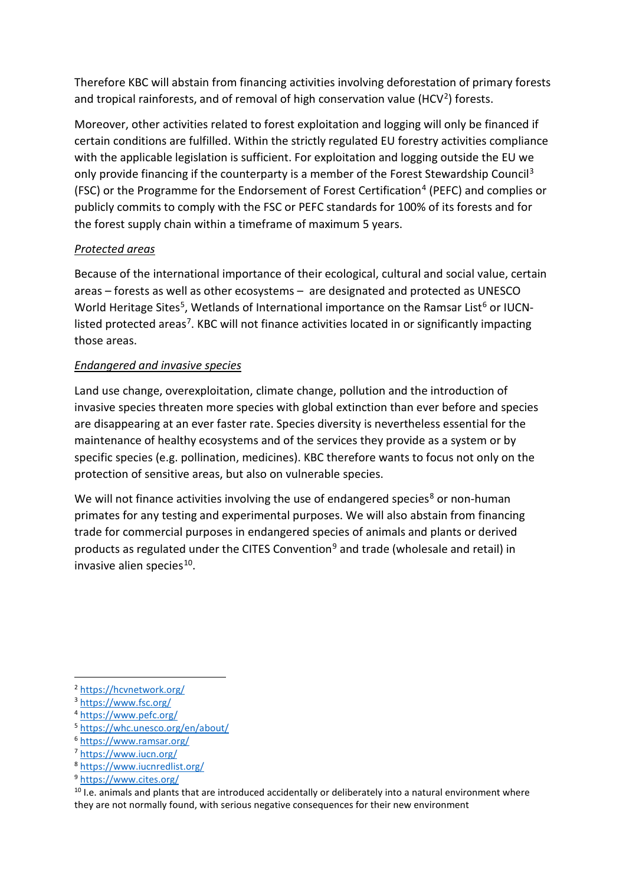Therefore KBC will abstain from financing activities involving deforestation of primary forests and tropical rainforests, and of removal of high conservation value (HCV[2]) forests.

Moreover, other activities related to forest exploitation and logging will only be financed if certain conditions are fulfilled. Within the strictly regulated EU forestry activities compliance with the applicable legislation is sufficient. For exploitation and logging outside the EU we only provide financing if the counterparty is a member of the Forest Stewardship Council[3] (FSC) or the Programme for the Endorsement of Forest Certification[4] (PEFC) and complies or publicly commits to comply with the FSC or PEFC standards for 100% of its forests and for the forest supply chain within a timeframe of maximum 5 years.

*Protected areas*

Because of the international importance of their ecological, cultural and social value, certain areas – forests as well as other ecosystems – are designated and protected as UNESCO World Heritage Sites[5], Wetlands of International importance on the Ramsar List[6] or IUCN-listed protected areas[7]. KBC will not finance activities located in or significantly impacting those areas.

*Endangered and invasive species*

Land use change, overexploitation, climate change, pollution and the introduction of invasive species threaten more species with global extinction than ever before and species are disappearing at an ever faster rate. Species diversity is nevertheless essential for the maintenance of healthy ecosystems and of the services they provide as a system or by specific species (e.g. pollination, medicines). KBC therefore wants to focus not only on the protection of sensitive areas, but also on vulnerable species.

We will not finance activities involving the use of endangered species[8] or non-human primates for any testing and experimental purposes. We will also abstain from financing trade for commercial purposes in endangered species of animals and plants or derived products as regulated under the CITES Convention[9] and trade (wholesale and retail) in invasive alien species[10].

---

[2] https://hcvnetwork.org/

[3] https://www.fsc.org/

[4] https://www.pefc.org/

[5] https://whc.unesco.org/en/about/

[6] https://www.ramsar.org/

[7] https://www.iucn.org/

[8] https://www.iucnredlist.org/

[9] https://www.cites.org/

[10] I.e. animals and plants that are introduced accidentally or deliberately into a natural environment where they are not normally found, with serious negative consequences for their new environment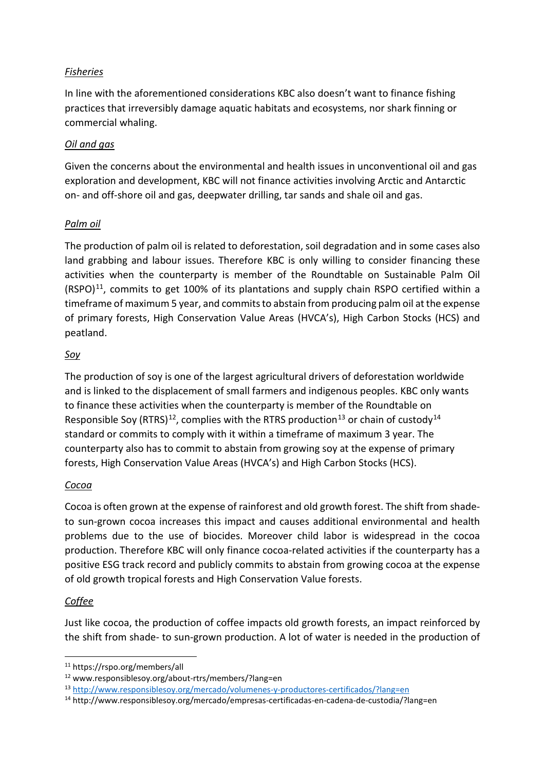*Fisheries*

In line with the aforementioned considerations KBC also doesn't want to finance fishing practices that irreversibly damage aquatic habitats and ecosystems, nor shark finning or commercial whaling.

*Oil and gas*

Given the concerns about the environmental and health issues in unconventional oil and gas exploration and development, KBC will not finance activities involving Arctic and Antarctic on- and off-shore oil and gas, deepwater drilling, tar sands and shale oil and gas.

*Palm oil*

The production of palm oil is related to deforestation, soil degradation and in some cases also land grabbing and labour issues. Therefore KBC is only willing to consider financing these activities when the counterparty is member of the Roundtable on Sustainable Palm Oil (RSPO)[11], commits to get 100% of its plantations and supply chain RSPO certified within a timeframe of maximum 5 year, and commits to abstain from producing palm oil at the expense of primary forests, High Conservation Value Areas (HVCA's), High Carbon Stocks (HCS) and peatland.

*Soy*

The production of soy is one of the largest agricultural drivers of deforestation worldwide and is linked to the displacement of small farmers and indigenous peoples. KBC only wants to finance these activities when the counterparty is member of the Roundtable on Responsible Soy (RTRS)[12], complies with the RTRS production[13] or chain of custody[14] standard or commits to comply with it within a timeframe of maximum 3 year. The counterparty also has to commit to abstain from growing soy at the expense of primary forests, High Conservation Value Areas (HVCA's) and High Carbon Stocks (HCS).

*Cocoa*

Cocoa is often grown at the expense of rainforest and old growth forest. The shift from shade- to sun-grown cocoa increases this impact and causes additional environmental and health problems due to the use of biocides. Moreover child labor is widespread in the cocoa production. Therefore KBC will only finance cocoa-related activities if the counterparty has a positive ESG track record and publicly commits to abstain from growing cocoa at the expense of old growth tropical forests and High Conservation Value forests.

*Coffee*

Just like cocoa, the production of coffee impacts old growth forests, an impact reinforced by the shift from shade- to sun-grown production. A lot of water is needed in the production of

---

[11] https://rspo.org/members/all

[12] www.responsiblesoy.org/about-rtrs/members/?lang=en

[13] http://www.responsiblesoy.org/mercado/volumenes-y-productores-certificados/?lang=en

[14] http://www.responsiblesoy.org/mercado/empresas-certificadas-en-cadena-de-custodia/?lang=en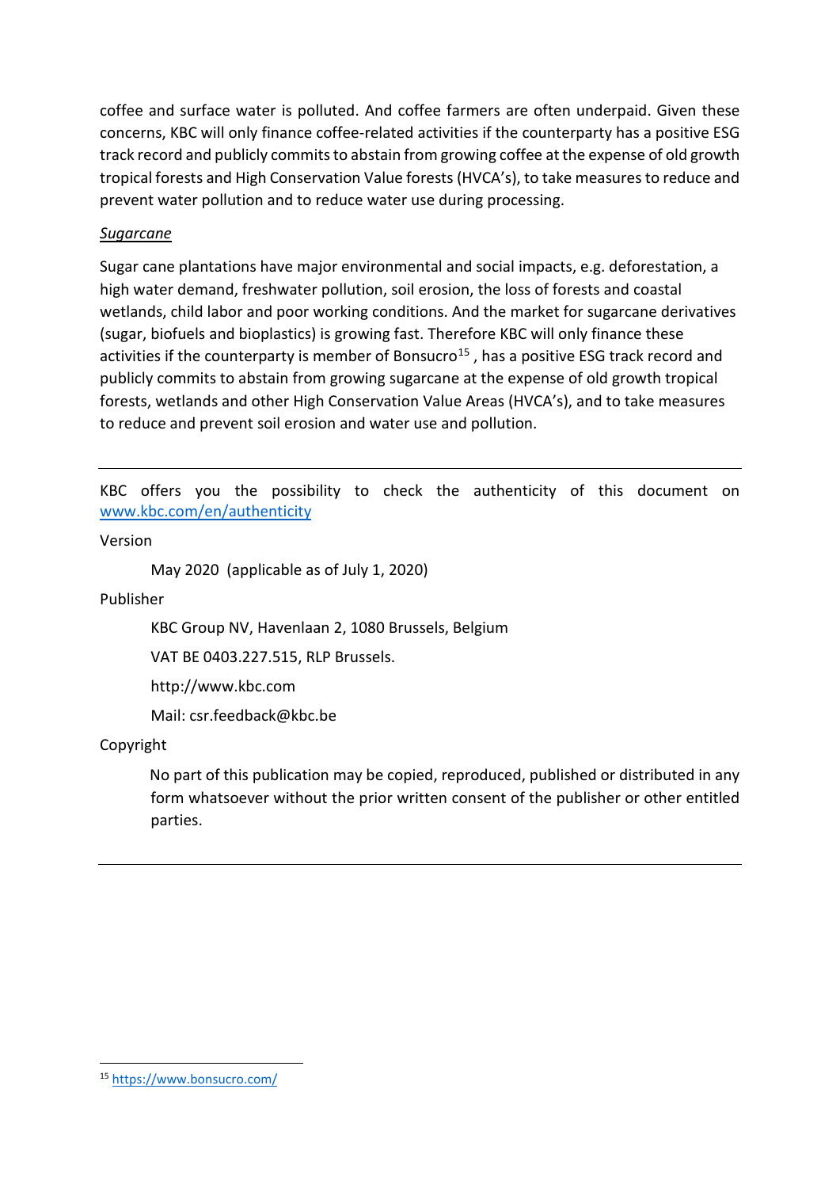coffee and surface water is polluted. And coffee farmers are often underpaid. Given these concerns, KBC will only finance coffee-related activities if the counterparty has a positive ESG track record and publicly commits to abstain from growing coffee at the expense of old growth tropical forests and High Conservation Value forests (HVCA's), to take measures to reduce and prevent water pollution and to reduce water use during processing.

***Sugarcane***

Sugar cane plantations have major environmental and social impacts, e.g. deforestation, a high water demand, freshwater pollution, soil erosion, the loss of forests and coastal wetlands, child labor and poor working conditions. And the market for sugarcane derivatives (sugar, biofuels and bioplastics) is growing fast. Therefore KBC will only finance these activities if the counterparty is member of Bonsucro[15] , has a positive ESG track record and publicly commits to abstain from growing sugarcane at the expense of old growth tropical forests, wetlands and other High Conservation Value Areas (HVCA's), and to take measures to reduce and prevent soil erosion and water use and pollution.

---

KBC offers you the possibility to check the authenticity of this document on [www.kbc.com/en/authenticity](www.kbc.com/en/authenticity)

Version

May 2020 (applicable as of July 1, 2020)

Publisher

KBC Group NV, Havenlaan 2, 1080 Brussels, Belgium

VAT BE 0403.227.515, RLP Brussels.

http://www.kbc.com

Mail: csr.feedback@kbc.be

Copyright

No part of this publication may be copied, reproduced, published or distributed in any form whatsoever without the prior written consent of the publisher or other entitled parties.

---

[15] [https://www.bonsucro.com/](https://www.bonsucro.com/)